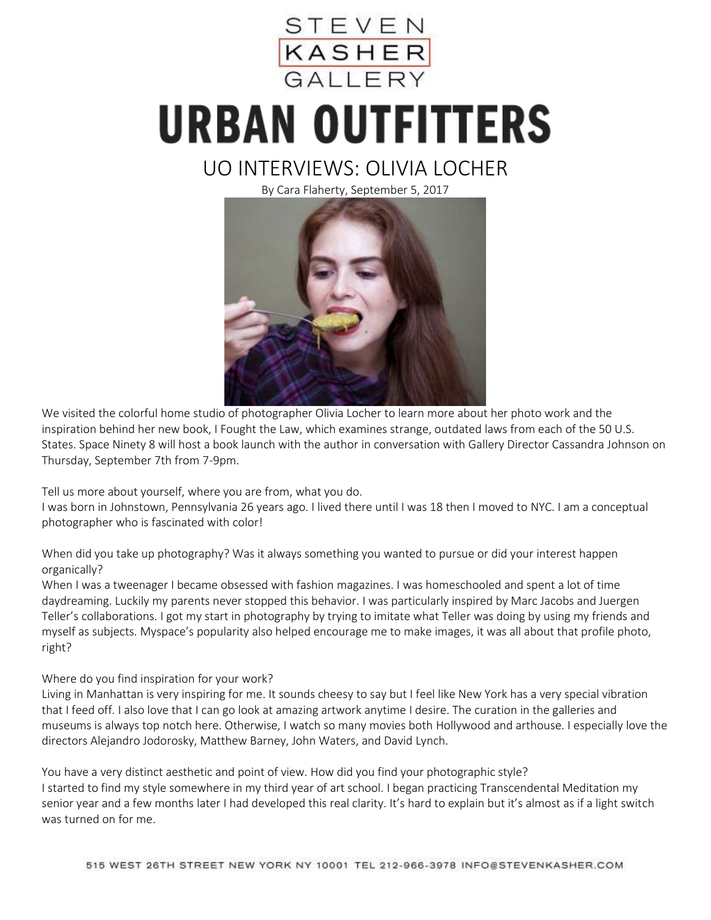STEVEN KASHER GALLERY

# URBAN OUTFITTERS

## UO INTERVIEWS: OLIVIA LOCHER

By Cara Flaherty, September 5, 2017

We visited the colorful home studio of photographer Olivia Locher to learn more about her photo work and the inspiration behind her new book, I Fought the Law, which examines strange, outdated laws from each of the 50 U.S. States. Space Ninety 8 will host a book launch with the author in conversation with Gallery Director Cassandra Johnson on Thursday, September 7th from 7-9pm.

Tell us more about yourself, where you are from, what you do.
I was born in Johnstown, Pennsylvania 26 years ago. I lived there until I was 18 then I moved to NYC. I am a conceptual photographer who is fascinated with color!

When did you take up photography? Was it always something you wanted to pursue or did your interest happen organically?
When I was a tweenager I became obsessed with fashion magazines. I was homeschooled and spent a lot of time daydreaming. Luckily my parents never stopped this behavior. I was particularly inspired by Marc Jacobs and Juergen Teller's collaborations. I got my start in photography by trying to imitate what Teller was doing by using my friends and myself as subjects. Myspace's popularity also helped encourage me to make images, it was all about that profile photo, right?

Where do you find inspiration for your work?
Living in Manhattan is very inspiring for me. It sounds cheesy to say but I feel like New York has a very special vibration that I feed off. I also love that I can go look at amazing artwork anytime I desire. The curation in the galleries and museums is always top notch here. Otherwise, I watch so many movies both Hollywood and arthouse. I especially love the directors Alejandro Jodorosky, Matthew Barney, John Waters, and David Lynch.

You have a very distinct aesthetic and point of view. How did you find your photographic style?
I started to find my style somewhere in my third year of art school. I began practicing Transcendental Meditation my senior year and a few months later I had developed this real clarity. It's hard to explain but it's almost as if a light switch was turned on for me.

515 WEST 26TH STREET NEW YORK NY 10001 TEL 212-966-3978 INFO@STEVENKASHER.COM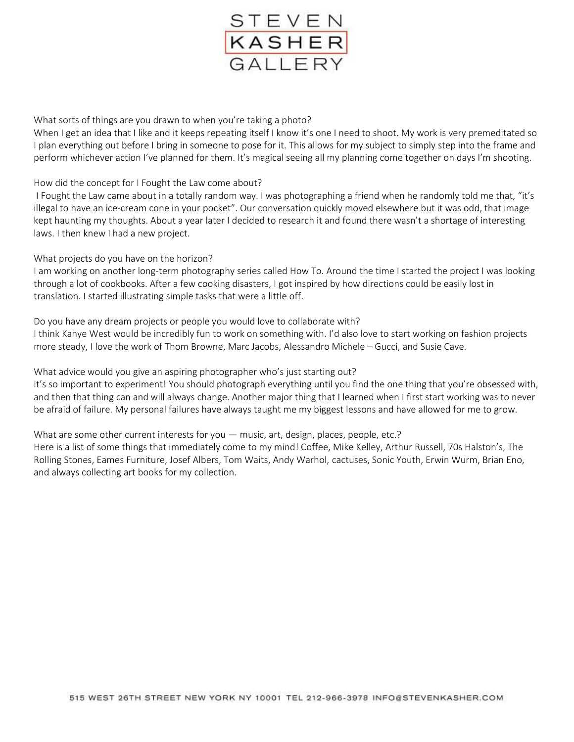What sorts of things are you drawn to when you're taking a photo?
When I get an idea that I like and it keeps repeating itself I know it's one I need to shoot. My work is very premeditated so I plan everything out before I bring in someone to pose for it. This allows for my subject to simply step into the frame and perform whichever action I've planned for them. It's magical seeing all my planning come together on days I'm shooting.

How did the concept for I Fought the Law come about?
I Fought the Law came about in a totally random way. I was photographing a friend when he randomly told me that, "it's illegal to have an ice-cream cone in your pocket". Our conversation quickly moved elsewhere but it was odd, that image kept haunting my thoughts. About a year later I decided to research it and found there wasn't a shortage of interesting laws. I then knew I had a new project.

What projects do you have on the horizon?
I am working on another long-term photography series called How To. Around the time I started the project I was looking through a lot of cookbooks. After a few cooking disasters, I got inspired by how directions could be easily lost in translation. I started illustrating simple tasks that were a little off.

Do you have any dream projects or people you would love to collaborate with?
I think Kanye West would be incredibly fun to work on something with. I'd also love to start working on fashion projects more steady, I love the work of Thom Browne, Marc Jacobs, Alessandro Michele – Gucci, and Susie Cave.

What advice would you give an aspiring photographer who's just starting out?
It's so important to experiment! You should photograph everything until you find the one thing that you're obsessed with, and then that thing can and will always change. Another major thing that I learned when I first start working was to never be afraid of failure. My personal failures have always taught me my biggest lessons and have allowed for me to grow.

What are some other current interests for you — music, art, design, places, people, etc.?
Here is a list of some things that immediately come to my mind! Coffee, Mike Kelley, Arthur Russell, 70s Halston's, The Rolling Stones, Eames Furniture, Josef Albers, Tom Waits, Andy Warhol, cactuses, Sonic Youth, Erwin Wurm, Brian Eno, and always collecting art books for my collection.